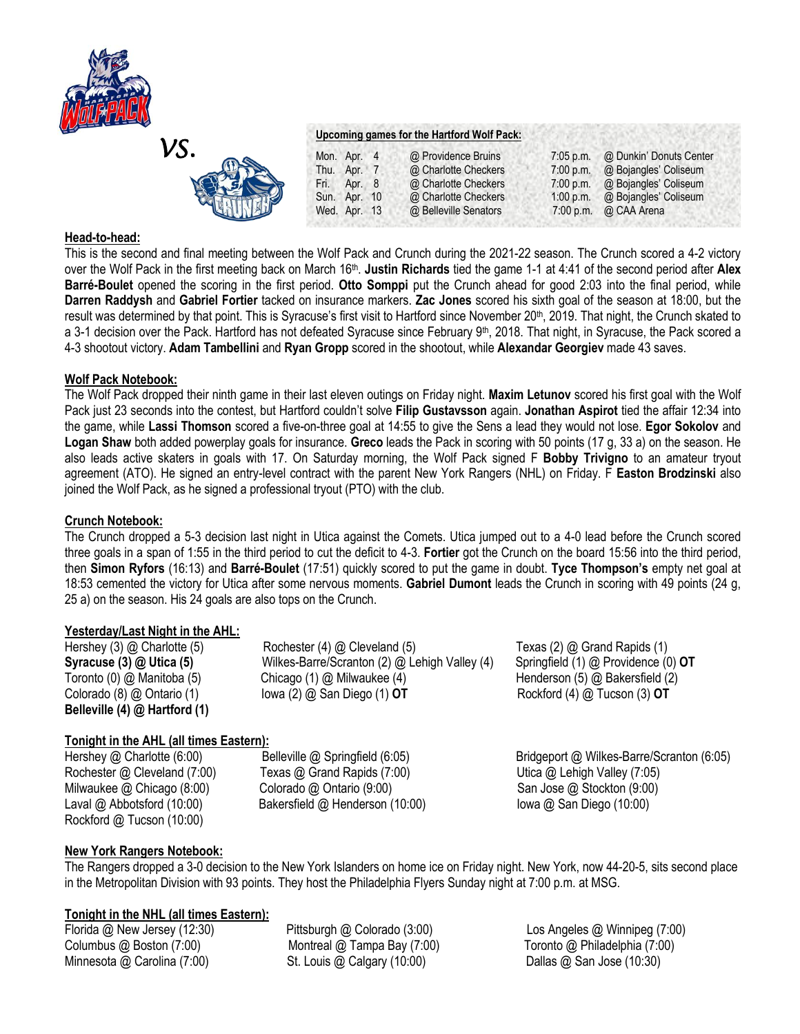vs.

**Upcoming games for the Hartford Wolf Pack:**

| | | | | |
|---|---|---|---|---|
| Mon. Apr. 4 | @ Providence Bruins | 7:05 p.m. | @ Dunkin' Donuts Center |
| Thu. Apr. 7 | @ Charlotte Checkers | 7:00 p.m. | @ Bojangles' Coliseum |
| Fri. Apr. 8 | @ Charlotte Checkers | 7:00 p.m. | @ Bojangles' Coliseum |
| Sun. Apr. 10 | @ Charlotte Checkers | 1:00 p.m. | @ Bojangles' Coliseum |
| Wed. Apr. 13 | @ Belleville Senators | 7:00 p.m. | @ CAA Arena |

## Head-to-head:

This is the second and final meeting between the Wolf Pack and Crunch during the 2021-22 season. The Crunch scored a 4-2 victory over the Wolf Pack in the first meeting back on March 16th. **Justin Richards** tied the game 1-1 at 4:41 of the second period after **Alex Barré-Boulet** opened the scoring in the first period. **Otto Somppi** put the Crunch ahead for good 2:03 into the final period, while **Darren Raddysh** and **Gabriel Fortier** tacked on insurance markers. **Zac Jones** scored his sixth goal of the season at 18:00, but the result was determined by that point. This is Syracuse's first visit to Hartford since November 20th, 2019. That night, the Crunch skated to a 3-1 decision over the Pack. Hartford has not defeated Syracuse since February 9th, 2018. That night, in Syracuse, the Pack scored a 4-3 shootout victory. **Adam Tambellini** and **Ryan Gropp** scored in the shootout, while **Alexandar Georgiev** made 43 saves.

## Wolf Pack Notebook:

The Wolf Pack dropped their ninth game in their last eleven outings on Friday night. **Maxim Letunov** scored his first goal with the Wolf Pack just 23 seconds into the contest, but Hartford couldn't solve **Filip Gustavsson** again. **Jonathan Aspirot** tied the affair 12:34 into the game, while **Lassi Thomson** scored a five-on-three goal at 14:55 to give the Sens a lead they would not lose. **Egor Sokolov** and **Logan Shaw** both added powerplay goals for insurance. **Greco** leads the Pack in scoring with 50 points (17 g, 33 a) on the season. He also leads active skaters in goals with 17. On Saturday morning, the Wolf Pack signed F **Bobby Trivigno** to an amateur tryout agreement (ATO). He signed an entry-level contract with the parent New York Rangers (NHL) on Friday. F **Easton Brodzinski** also joined the Wolf Pack, as he signed a professional tryout (PTO) with the club.

## Crunch Notebook:

The Crunch dropped a 5-3 decision last night in Utica against the Comets. Utica jumped out to a 4-0 lead before the Crunch scored three goals in a span of 1:55 in the third period to cut the deficit to 4-3. **Fortier** got the Crunch on the board 15:56 into the third period, then **Simon Ryfors** (16:13) and **Barré-Boulet** (17:51) quickly scored to put the game in doubt. **Tyce Thompson's** empty net goal at 18:53 cemented the victory for Utica after some nervous moments. **Gabriel Dumont** leads the Crunch in scoring with 49 points (24 g, 25 a) on the season. His 24 goals are also tops on the Crunch.

## Yesterday/Last Night in the AHL:

Hershey (3) @ Charlotte (5)
**Syracuse (3) @ Utica (5)**
Toronto (0) @ Manitoba (5)
Colorado (8) @ Ontario (1)
**Belleville (4) @ Hartford (1)**
Rochester (4) @ Cleveland (5)
Wilkes-Barre/Scranton (2) @ Lehigh Valley (4)
Chicago (1) @ Milwaukee (4)
Iowa (2) @ San Diego (1) **OT**
Texas (2) @ Grand Rapids (1)
Springfield (1) @ Providence (0) **OT**
Henderson (5) @ Bakersfield (2)
Rockford (4) @ Tucson (3) **OT**

## Tonight in the AHL (all times Eastern):

Hershey @ Charlotte (6:00)
Rochester @ Cleveland (7:00)
Milwaukee @ Chicago (8:00)
Laval @ Abbotsford (10:00)
Rockford @ Tucson (10:00)
Belleville @ Springfield (6:05)
Texas @ Grand Rapids (7:00)
Colorado @ Ontario (9:00)
Bakersfield @ Henderson (10:00)
Bridgeport @ Wilkes-Barre/Scranton (6:05)
Utica @ Lehigh Valley (7:05)
San Jose @ Stockton (9:00)
Iowa @ San Diego (10:00)

## New York Rangers Notebook:

The Rangers dropped a 3-0 decision to the New York Islanders on home ice on Friday night. New York, now 44-20-5, sits second place in the Metropolitan Division with 93 points. They host the Philadelphia Flyers Sunday night at 7:00 p.m. at MSG.

## Tonight in the NHL (all times Eastern):

Florida @ New Jersey (12:30)
Columbus @ Boston (7:00)
Minnesota @ Carolina (7:00)
Pittsburgh @ Colorado (3:00)
Montreal @ Tampa Bay (7:00)
St. Louis @ Calgary (10:00)
Los Angeles @ Winnipeg (7:00)
Toronto @ Philadelphia (7:00)
Dallas @ San Jose (10:30)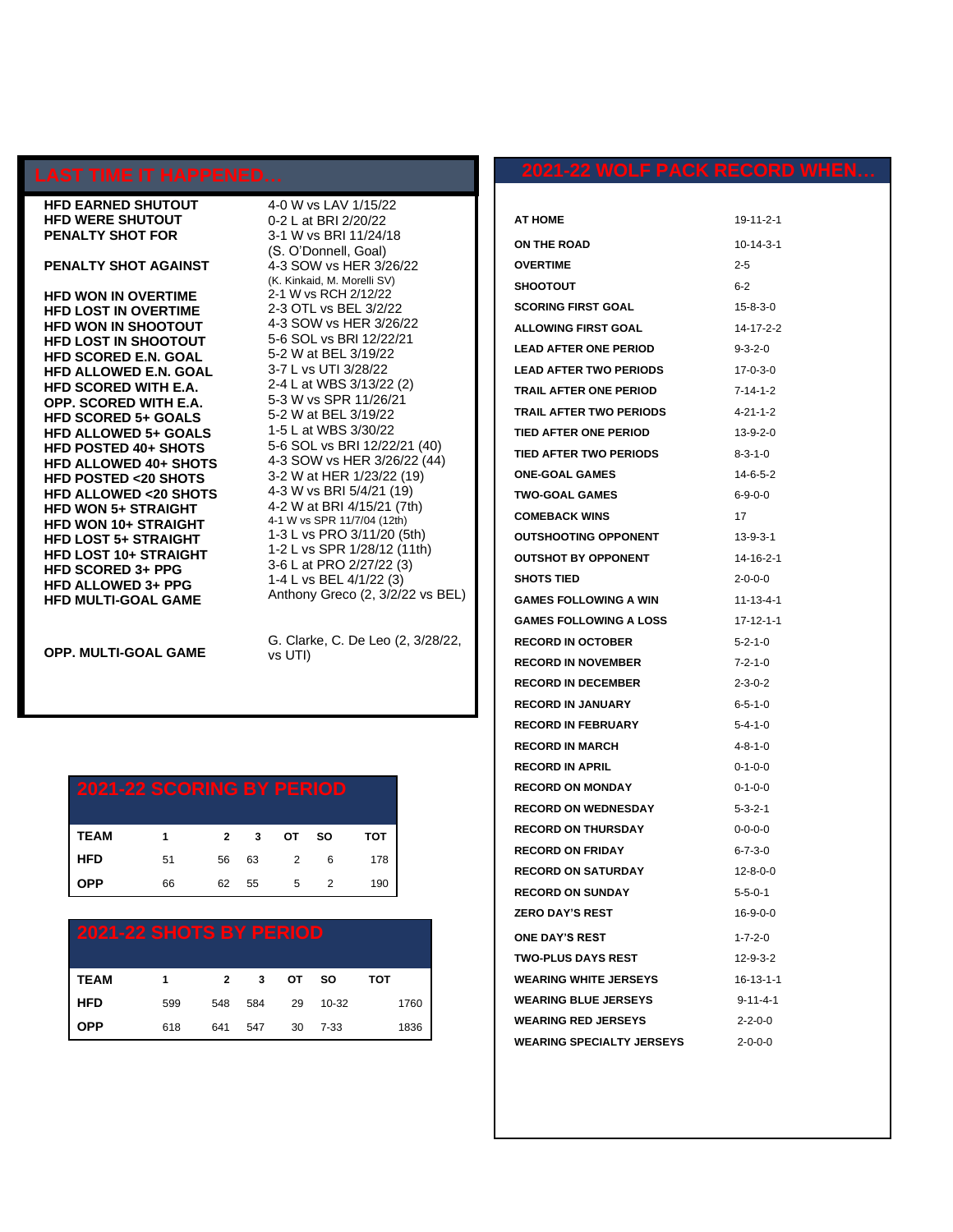## LAST TIME IT HAPPENED…

| | |
|---|---|
| **HFD EARNED SHUTOUT** | 4-0 W vs LAV 1/15/22 |
| **HFD WERE SHUTOUT** | 0-2 L at BRI 2/20/22 |
| **PENALTY SHOT FOR** | 3-1 W vs BRI 11/24/18 (S. O'Donnell, Goal) |
| **PENALTY SHOT AGAINST** | 4-3 SOW vs HER 3/26/22 (K. Kinkaid, M. Morelli SV) |
| **HFD WON IN OVERTIME** | 2-1 W vs RCH 2/12/22 |
| **HFD LOST IN OVERTIME** | 2-3 OTL vs BEL 3/2/22 |
| **HFD WON IN SHOOTOUT** | 4-3 SOW vs HER 3/26/22 |
| **HFD LOST IN SHOOTOUT** | 5-6 SOL vs BRI 12/22/21 |
| **HFD SCORED E.N. GOAL** | 5-2 W at BEL 3/19/22 |
| **HFD ALLOWED E.N. GOAL** | 3-7 L vs UTI 3/28/22 |
| **HFD SCORED WITH E.A.** | 2-4 L at WBS 3/13/22 (2) |
| **OPP. SCORED WITH E.A.** | 5-3 W vs SPR 11/26/21 |
| **HFD SCORED 5+ GOALS** | 5-2 W at BEL 3/19/22 |
| **HFD ALLOWED 5+ GOALS** | 1-5 L at WBS 3/30/22 |
| **HFD POSTED 40+ SHOTS** | 5-6 SOL vs BRI 12/22/21 (40) |
| **HFD ALLOWED 40+ SHOTS** | 4-3 SOW vs HER 3/26/22 (44) |
| **HFD POSTED <20 SHOTS** | 3-2 W at HER 1/23/22 (19) |
| **HFD ALLOWED <20 SHOTS** | 4-3 W vs BRI 5/4/21 (19) |
| **HFD WON 5+ STRAIGHT** | 4-2 W at BRI 4/15/21 (7th) |
| **HFD WON 10+ STRAIGHT** | 4-1 W vs SPR 11/7/04 (12th) |
| **HFD LOST 5+ STRAIGHT** | 1-3 L vs PRO 3/11/20 (5th) |
| **HFD LOST 10+ STRAIGHT** | 1-2 L vs SPR 1/28/12 (11th) |
| **HFD SCORED 3+ PPG** | 3-6 L at PRO 2/27/22 (3) |
| **HFD ALLOWED 3+ PPG** | 1-4 L vs BEL 4/1/22 (3) |
| **HFD MULTI-GOAL GAME** | Anthony Greco (2, 3/2/22 vs BEL) |
| **OPP. MULTI-GOAL GAME** | G. Clarke, C. De Leo (2, 3/28/22, vs UTI) |

## 2021-22 SCORING BY PERIOD

| TEAM | 1 | 2 | 3 | OT | SO | TOT |
|---|---|---|---|---|---|---|
| HFD | 51 | 56 | 63 | 2 | 6 | 178 |
| OPP | 66 | 62 | 55 | 5 | 2 | 190 |

## 2021-22 SHOTS BY PERIOD

| TEAM | 1 | 2 | 3 | OT | SO | TOT |
|---|---|---|---|---|---|---|
| HFD | 599 | 548 | 584 | 29 | 10-32 | 1760 |
| OPP | 618 | 641 | 547 | 30 | 7-33 | 1836 |

## 2021-22 WOLF PACK RECORD WHEN…

| | |
|---|---|
| AT HOME | 19-11-2-1 |
| ON THE ROAD | 10-14-3-1 |
| OVERTIME | 2-5 |
| SHOOTOUT | 6-2 |
| SCORING FIRST GOAL | 15-8-3-0 |
| ALLOWING FIRST GOAL | 14-17-2-2 |
| LEAD AFTER ONE PERIOD | 9-3-2-0 |
| LEAD AFTER TWO PERIODS | 17-0-3-0 |
| TRAIL AFTER ONE PERIOD | 7-14-1-2 |
| TRAIL AFTER TWO PERIODS | 4-21-1-2 |
| TIED AFTER ONE PERIOD | 13-9-2-0 |
| TIED AFTER TWO PERIODS | 8-3-1-0 |
| ONE-GOAL GAMES | 14-6-5-2 |
| TWO-GOAL GAMES | 6-9-0-0 |
| COMEBACK WINS | 17 |
| OUTSHOOTING OPPONENT | 13-9-3-1 |
| OUTSHOT BY OPPONENT | 14-16-2-1 |
| SHOTS TIED | 2-0-0-0 |
| GAMES FOLLOWING A WIN | 11-13-4-1 |
| GAMES FOLLOWING A LOSS | 17-12-1-1 |
| RECORD IN OCTOBER | 5-2-1-0 |
| RECORD IN NOVEMBER | 7-2-1-0 |
| RECORD IN DECEMBER | 2-3-0-2 |
| RECORD IN JANUARY | 6-5-1-0 |
| RECORD IN FEBRUARY | 5-4-1-0 |
| RECORD IN MARCH | 4-8-1-0 |
| RECORD IN APRIL | 0-1-0-0 |
| RECORD ON MONDAY | 0-1-0-0 |
| RECORD ON WEDNESDAY | 5-3-2-1 |
| RECORD ON THURSDAY | 0-0-0-0 |
| RECORD ON FRIDAY | 6-7-3-0 |
| RECORD ON SATURDAY | 12-8-0-0 |
| RECORD ON SUNDAY | 5-5-0-1 |
| ZERO DAY'S REST | 16-9-0-0 |
| ONE DAY'S REST | 1-7-2-0 |
| TWO-PLUS DAYS REST | 12-9-3-2 |
| WEARING WHITE JERSEYS | 16-13-1-1 |
| WEARING BLUE JERSEYS | 9-11-4-1 |
| WEARING RED JERSEYS | 2-2-0-0 |
| WEARING SPECIALTY JERSEYS | 2-0-0-0 |